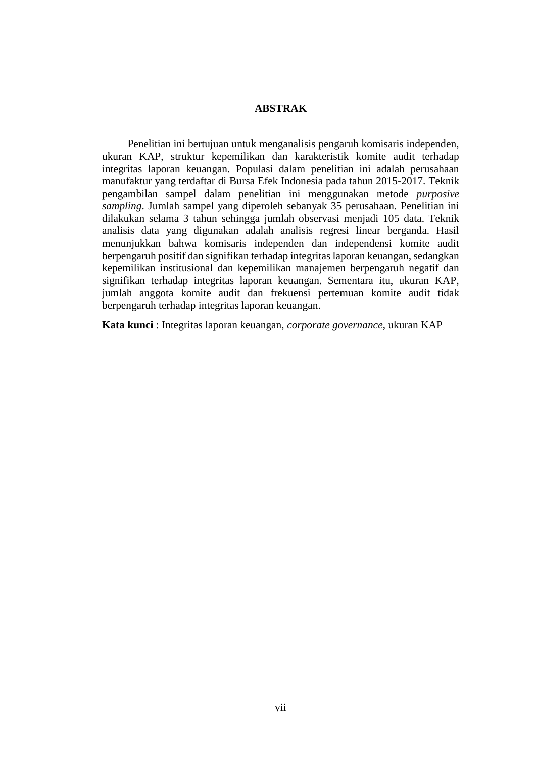# ABSTRAK

Penelitian ini bertujuan untuk menganalisis pengaruh komisaris independen, ukuran KAP, struktur kepemilikan dan karakteristik komite audit terhadap integritas laporan keuangan. Populasi dalam penelitian ini adalah perusahaan manufaktur yang terdaftar di Bursa Efek Indonesia pada tahun 2015-2017. Teknik pengambilan sampel dalam penelitian ini menggunakan metode *purposive sampling*. Jumlah sampel yang diperoleh sebanyak 35 perusahaan. Penelitian ini dilakukan selama 3 tahun sehingga jumlah observasi menjadi 105 data. Teknik analisis data yang digunakan adalah analisis regresi linear berganda. Hasil menunjukkan bahwa komisaris independen dan independensi komite audit berpengaruh positif dan signifikan terhadap integritas laporan keuangan, sedangkan kepemilikan institusional dan kepemilikan manajemen berpengaruh negatif dan signifikan terhadap integritas laporan keuangan. Sementara itu, ukuran KAP, jumlah anggota komite audit dan frekuensi pertemuan komite audit tidak berpengaruh terhadap integritas laporan keuangan.

**Kata kunci** : Integritas laporan keuangan, *corporate governance*, ukuran KAP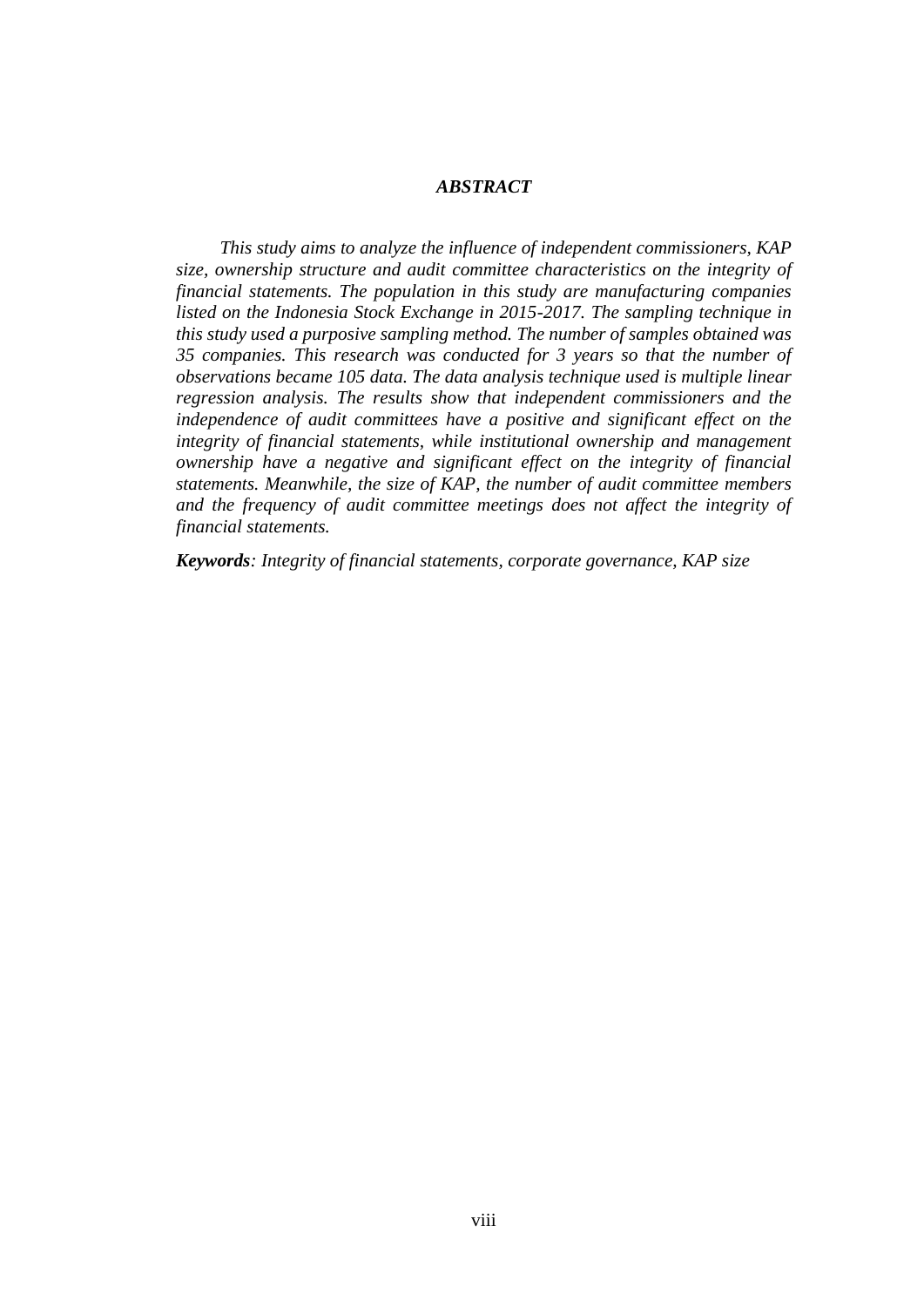# *ABSTRACT*

*This study aims to analyze the influence of independent commissioners, KAP size, ownership structure and audit committee characteristics on the integrity of financial statements. The population in this study are manufacturing companies listed on the Indonesia Stock Exchange in 2015-2017. The sampling technique in this study used a purposive sampling method. The number of samples obtained was 35 companies. This research was conducted for 3 years so that the number of observations became 105 data. The data analysis technique used is multiple linear regression analysis. The results show that independent commissioners and the independence of audit committees have a positive and significant effect on the integrity of financial statements, while institutional ownership and management ownership have a negative and significant effect on the integrity of financial statements. Meanwhile, the size of KAP, the number of audit committee members and the frequency of audit committee meetings does not affect the integrity of financial statements.*

***Keywords****: Integrity of financial statements, corporate governance, KAP size*